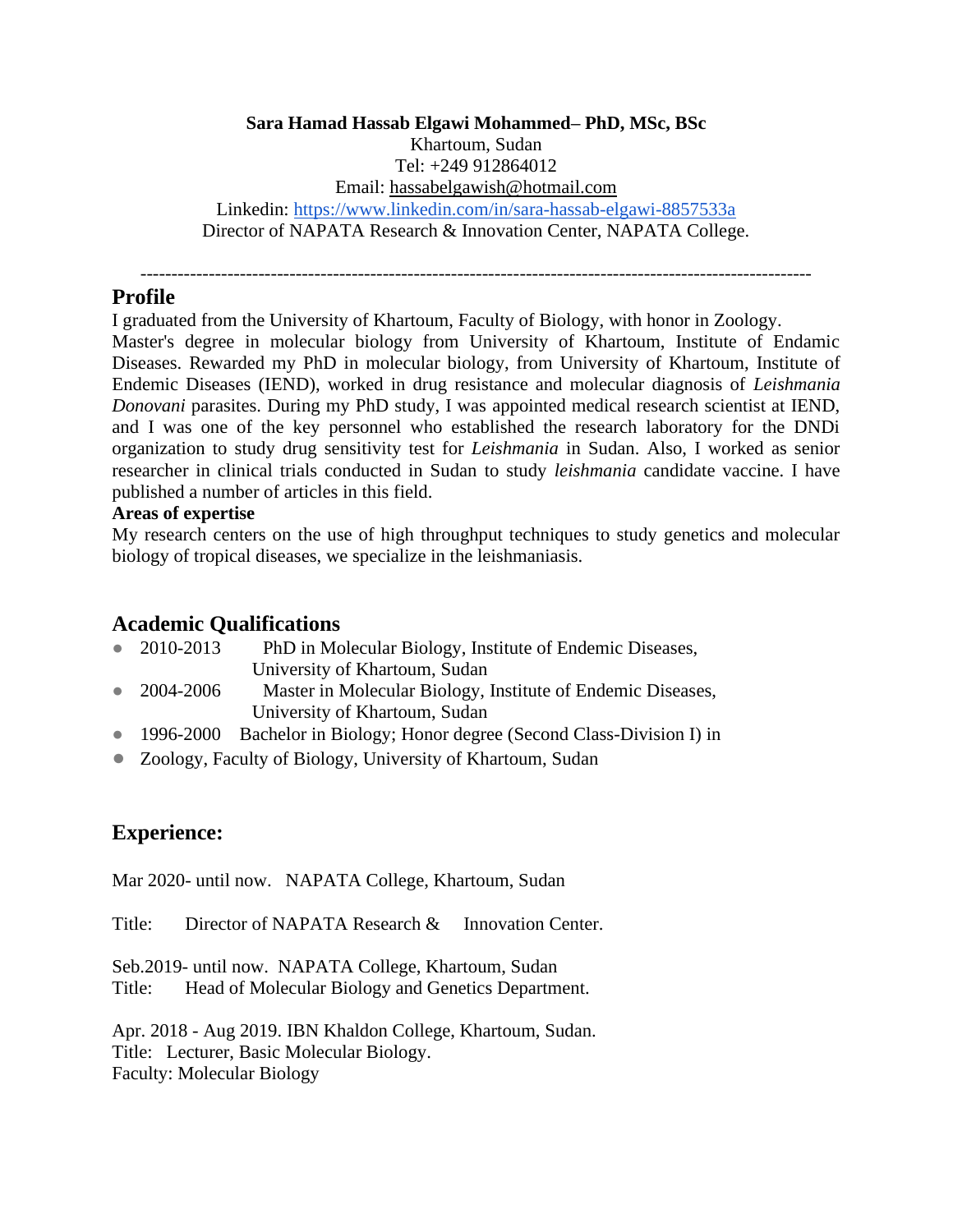**Sara Hamad Hassab Elgawi Mohammed– PhD, MSc, BSc**
Khartoum, Sudan
Tel: +249 912864012
Email: hassabelgawish@hotmail.com
Linkedin: https://www.linkedin.com/in/sara-hassab-elgawi-8857533a
Director of NAPATA Research & Innovation Center, NAPATA College.

---

## Profile

I graduated from the University of Khartoum, Faculty of Biology, with honor in Zoology. Master's degree in molecular biology from University of Khartoum, Institute of Endamic Diseases. Rewarded my PhD in molecular biology, from University of Khartoum, Institute of Endemic Diseases (IEND), worked in drug resistance and molecular diagnosis of *Leishmania Donovani* parasites. During my PhD study, I was appointed medical research scientist at IEND, and I was one of the key personnel who established the research laboratory for the DNDi organization to study drug sensitivity test for *Leishmania* in Sudan. Also, I worked as senior researcher in clinical trials conducted in Sudan to study *leishmania* candidate vaccine. I have published a number of articles in this field.

**Areas of expertise**

My research centers on the use of high throughput techniques to study genetics and molecular biology of tropical diseases, we specialize in the leishmaniasis.

## Academic Qualifications

- 2010-2013 PhD in Molecular Biology, Institute of Endemic Diseases, University of Khartoum, Sudan
- 2004-2006 Master in Molecular Biology, Institute of Endemic Diseases, University of Khartoum, Sudan
- 1996-2000 Bachelor in Biology; Honor degree (Second Class-Division I) in
- Zoology, Faculty of Biology, University of Khartoum, Sudan

## Experience:

Mar 2020- until now. NAPATA College, Khartoum, Sudan

Title: Director of NAPATA Research & Innovation Center.

Seb.2019- until now. NAPATA College, Khartoum, Sudan
Title: Head of Molecular Biology and Genetics Department.

Apr. 2018 - Aug 2019. IBN Khaldon College, Khartoum, Sudan.
Title: Lecturer, Basic Molecular Biology.
Faculty: Molecular Biology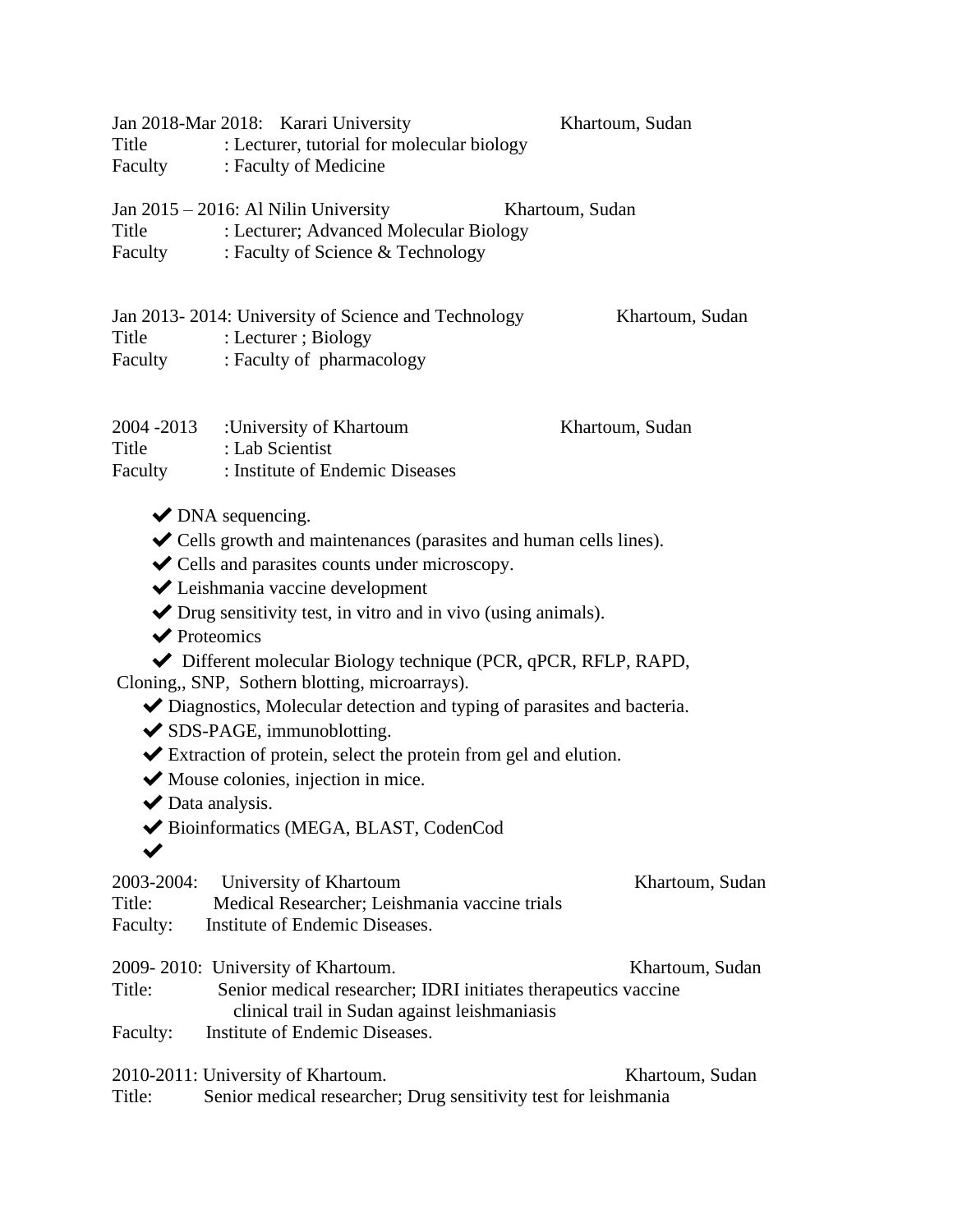Jan 2018-Mar 2018: Karari University Khartoum, Sudan
Title : Lecturer, tutorial for molecular biology
Faculty : Faculty of Medicine

Jan 2015 – 2016: Al Nilin University Khartoum, Sudan
Title : Lecturer; Advanced Molecular Biology
Faculty : Faculty of Science & Technology

Jan 2013- 2014: University of Science and Technology Khartoum, Sudan
Title : Lecturer ; Biology
Faculty : Faculty of pharmacology

2004 -2013 :University of Khartoum Khartoum, Sudan
Title : Lab Scientist
Faculty : Institute of Endemic Diseases

- ✔ DNA sequencing.
- ✔ Cells growth and maintenances (parasites and human cells lines).
- ✔ Cells and parasites counts under microscopy.
- ✔ Leishmania vaccine development
- ✔ Drug sensitivity test, in vitro and in vivo (using animals).
- ✔ Proteomics
- ✔ Different molecular Biology technique (PCR, qPCR, RFLP, RAPD, Cloning,, SNP, Sothern blotting, microarrays).
- ✔ Diagnostics, Molecular detection and typing of parasites and bacteria.
- ✔ SDS-PAGE, immunoblotting.
- ✔ Extraction of protein, select the protein from gel and elution.
- ✔ Mouse colonies, injection in mice.
- ✔ Data analysis.
- ✔ Bioinformatics (MEGA, BLAST, CodenCod
- ✔

2003-2004: University of Khartoum Khartoum, Sudan
Title: Medical Researcher; Leishmania vaccine trials
Faculty: Institute of Endemic Diseases.

2009- 2010: University of Khartoum. Khartoum, Sudan
Title: Senior medical researcher; IDRI initiates therapeutics vaccine clinical trail in Sudan against leishmaniasis
Faculty: Institute of Endemic Diseases.

2010-2011: University of Khartoum. Khartoum, Sudan
Title: Senior medical researcher; Drug sensitivity test for leishmania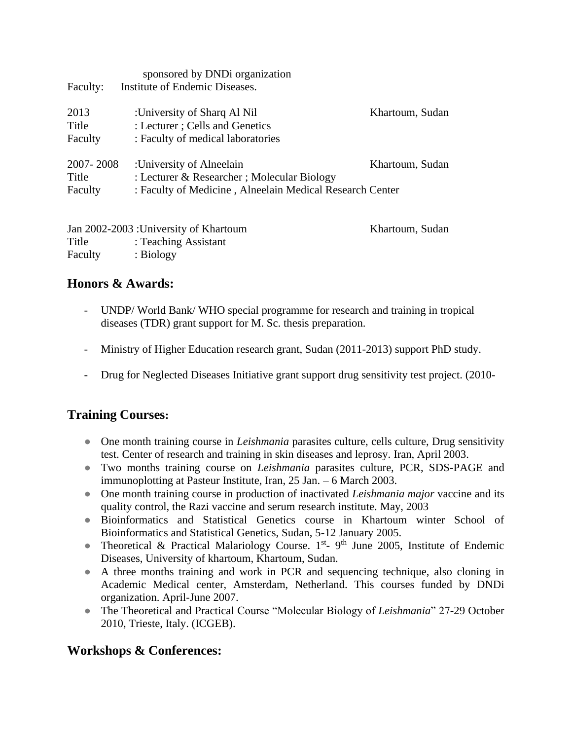sponsored by DNDi organization

Faculty: Institute of Endemic Diseases.

2013 :University of Sharq Al Nil Khartoum, Sudan
Title : Lecturer ; Cells and Genetics
Faculty : Faculty of medical laboratories

2007- 2008 :University of Alneelain Khartoum, Sudan
Title : Lecturer & Researcher ; Molecular Biology
Faculty : Faculty of Medicine , Alneelain Medical Research Center

Jan 2002-2003 :University of Khartoum Khartoum, Sudan
Title : Teaching Assistant
Faculty : Biology

## Honors & Awards:

- UNDP/ World Bank/ WHO special programme for research and training in tropical diseases (TDR) grant support for M. Sc. thesis preparation.
- Ministry of Higher Education research grant, Sudan (2011-2013) support PhD study.
- Drug for Neglected Diseases Initiative grant support drug sensitivity test project. (2010-

## Training Courses:

- One month training course in *Leishmania* parasites culture, cells culture, Drug sensitivity test. Center of research and training in skin diseases and leprosy. Iran, April 2003.
- Two months training course on *Leishmania* parasites culture, PCR, SDS-PAGE and immunoplotting at Pasteur Institute, Iran, 25 Jan. – 6 March 2003.
- One month training course in production of inactivated *Leishmania major* vaccine and its quality control, the Razi vaccine and serum research institute. May, 2003
- Bioinformatics and Statistical Genetics course in Khartoum winter School of Bioinformatics and Statistical Genetics, Sudan, 5-12 January 2005.
- Theoretical & Practical Malariology Course. 1st- 9th June 2005, Institute of Endemic Diseases, University of khartoum, Khartoum, Sudan.
- A three months training and work in PCR and sequencing technique, also cloning in Academic Medical center, Amsterdam, Netherland. This courses funded by DNDi organization. April-June 2007.
- The Theoretical and Practical Course "Molecular Biology of *Leishmania*" 27-29 October 2010, Trieste, Italy. (ICGEB).

## Workshops & Conferences: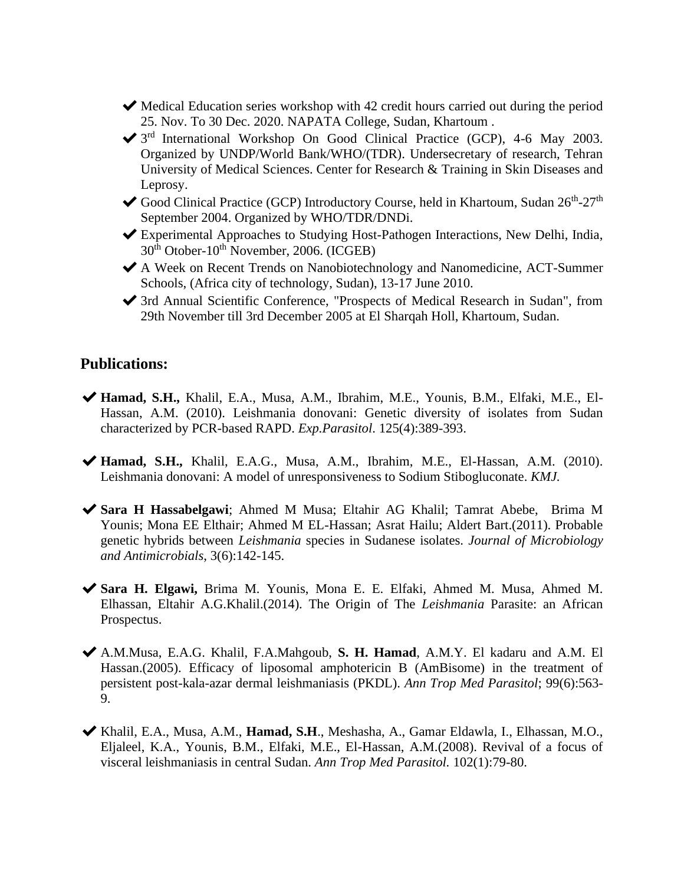- ✔ Medical Education series workshop with 42 credit hours carried out during the period 25. Nov. To 30 Dec. 2020. NAPATA College, Sudan, Khartoum .
- ✔ 3rd International Workshop On Good Clinical Practice (GCP), 4-6 May 2003. Organized by UNDP/World Bank/WHO/(TDR). Undersecretary of research, Tehran University of Medical Sciences. Center for Research & Training in Skin Diseases and Leprosy.
- ✔ Good Clinical Practice (GCP) Introductory Course, held in Khartoum, Sudan 26th-27th September 2004. Organized by WHO/TDR/DNDi.
- ✔ Experimental Approaches to Studying Host-Pathogen Interactions, New Delhi, India, 30th Otober-10th November, 2006. (ICGEB)
- ✔ A Week on Recent Trends on Nanobiotechnology and Nanomedicine, ACT-Summer Schools, (Africa city of technology, Sudan), 13-17 June 2010.
- ✔ 3rd Annual Scientific Conference, "Prospects of Medical Research in Sudan", from 29th November till 3rd December 2005 at El Sharqah Holl, Khartoum, Sudan.

## Publications:

- ✔ **Hamad, S.H.,** Khalil, E.A., Musa, A.M., Ibrahim, M.E., Younis, B.M., Elfaki, M.E., El-Hassan, A.M. (2010). Leishmania donovani: Genetic diversity of isolates from Sudan characterized by PCR-based RAPD. *Exp.Parasitol*. 125(4):389-393.

- ✔ **Hamad, S.H.,** Khalil, E.A.G., Musa, A.M., Ibrahim, M.E., El-Hassan, A.M. (2010). Leishmania donovani: A model of unresponsiveness to Sodium Stibogluconate. *KMJ.*

- ✔ **Sara H Hassabelgawi**; Ahmed M Musa; Eltahir AG Khalil; Tamrat Abebe, Brima M Younis; Mona EE Elthair; Ahmed M EL-Hassan; Asrat Hailu; Aldert Bart.(2011). Probable genetic hybrids between *Leishmania* species in Sudanese isolates. *Journal of Microbiology and Antimicrobials*, 3(6):142-145.

- ✔ **Sara H. Elgawi,** Brima M. Younis, Mona E. E. Elfaki, Ahmed M. Musa, Ahmed M. Elhassan, Eltahir A.G.Khalil.(2014). The Origin of The *Leishmania* Parasite: an African Prospectus.

- ✔ A.M.Musa, E.A.G. Khalil, F.A.Mahgoub, **S. H. Hamad**, A.M.Y. El kadaru and A.M. El Hassan.(2005). Efficacy of liposomal amphotericin B (AmBisome) in the treatment of persistent post-kala-azar dermal leishmaniasis (PKDL). *Ann Trop Med Parasitol*; 99(6):563-9.

- ✔ Khalil, E.A., Musa, A.M., **Hamad, S.H**., Meshasha, A., Gamar Eldawla, I., Elhassan, M.O., Eljaleel, K.A., Younis, B.M., Elfaki, M.E., El-Hassan, A.M.(2008). Revival of a focus of visceral leishmaniasis in central Sudan. *Ann Trop Med Parasitol.* 102(1):79-80.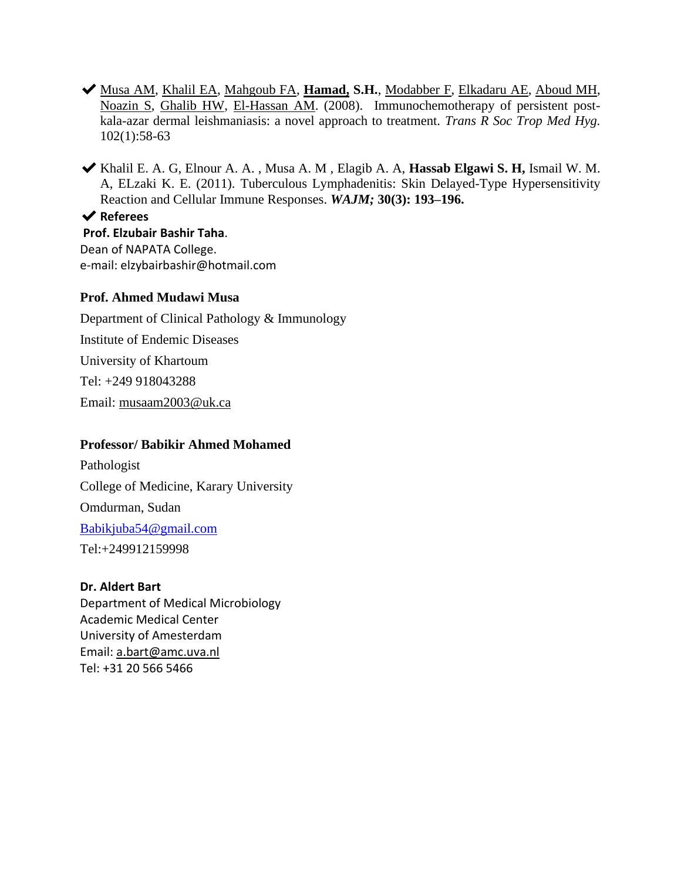- Musa AM, Khalil EA, Mahgoub FA, **Hamad, S.H.**, Modabber F, Elkadaru AE, Aboud MH, Noazin S, Ghalib HW, El-Hassan AM. (2008). Immunochemotherapy of persistent post-kala-azar dermal leishmaniasis: a novel approach to treatment. *Trans R Soc Trop Med Hyg.* 102(1):58-63

- Khalil E. A. G, Elnour A. A. , Musa A. M , Elagib A. A, **Hassab Elgawi S. H,** Ismail W. M. A, ELzaki K. E. (2011). Tuberculous Lymphadenitis: Skin Delayed-Type Hypersensitivity Reaction and Cellular Immune Responses. ***WAJM;* 30(3): 193–196.**

- **Referees**

**Prof. Elzubair Bashir Taha**.
Dean of NAPATA College.
e-mail: elzybairbashir@hotmail.com

**Prof. Ahmed Mudawi Musa**

Department of Clinical Pathology & Immunology

Institute of Endemic Diseases

University of Khartoum

Tel: +249 918043288

Email: musaam2003@uk.ca

**Professor/ Babikir Ahmed Mohamed**

Pathologist

College of Medicine, Karary University

Omdurman, Sudan

Babikjuba54@gmail.com

Tel:+249912159998

**Dr. Aldert Bart**
Department of Medical Microbiology
Academic Medical Center
University of Amesterdam
Email: a.bart@amc.uva.nl
Tel: +31 20 566 5466